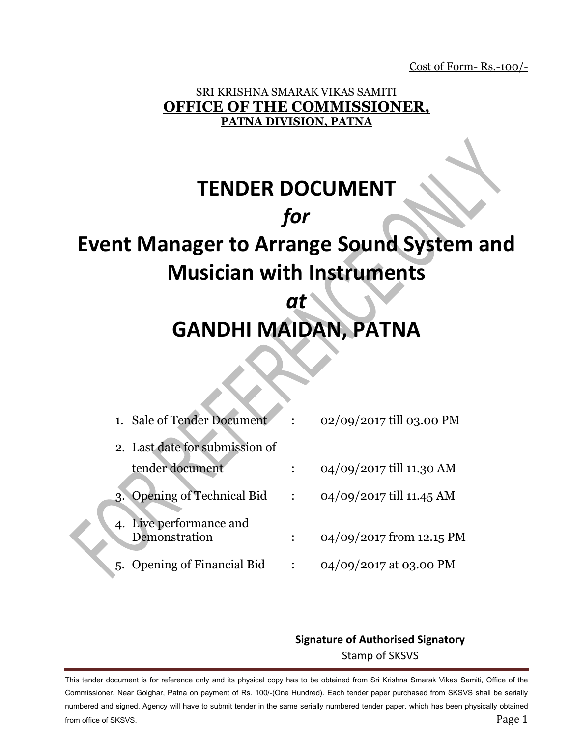Cost of Form- Rs.-100/-

SRI KRISHNA SMARAK VIKAS SAMITI

**OFFICE OF THE COMMISSIONER,**

**PATNA DIVISION, PATNA**

# TENDER DOCUMENT

# *for*

# Event Manager to Arrange Sound System and Musician with Instruments

# *at*

# GANDHI MAIDAN, PATNA

| | | |
|---|---|---|
| 1. Sale of Tender Document | : | 02/09/2017 till 03.00 PM |
| 2. Last date for submission of tender document | : | 04/09/2017 till 11.30 AM |
| 3. Opening of Technical Bid | : | 04/09/2017 till 11.45 AM |
| 4. Live performance and Demonstration | : | 04/09/2017 from 12.15 PM |
| 5. Opening of Financial Bid | : | 04/09/2017 at 03.00 PM |

**Signature of Authorised Signatory**

Stamp of SKSVS

This tender document is for reference only and its physical copy has to be obtained from Sri Krishna Smarak Vikas Samiti, Office of the Commissioner, Near Golghar, Patna on payment of Rs. 100/-(One Hundred). Each tender paper purchased from SKSVS shall be serially numbered and signed. Agency will have to submit tender in the same serially numbered tender paper, which has been physically obtained from office of SKSVS.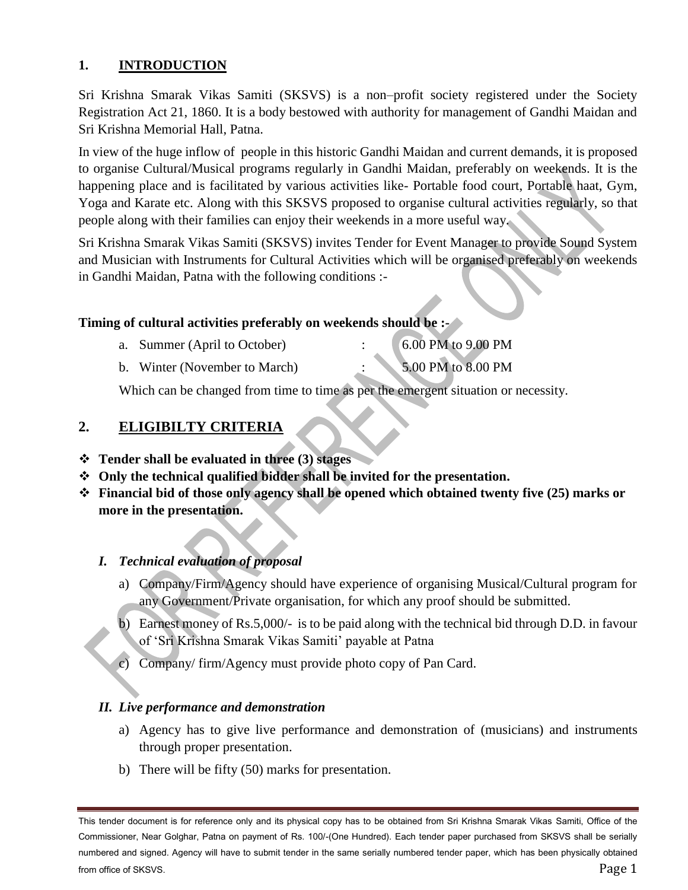## 1. INTRODUCTION

Sri Krishna Smarak Vikas Samiti (SKSVS) is a non–profit society registered under the Society Registration Act 21, 1860. It is a body bestowed with authority for management of Gandhi Maidan and Sri Krishna Memorial Hall, Patna.

In view of the huge inflow of people in this historic Gandhi Maidan and current demands, it is proposed to organise Cultural/Musical programs regularly in Gandhi Maidan, preferably on weekends. It is the happening place and is facilitated by various activities like- Portable food court, Portable haat, Gym, Yoga and Karate etc. Along with this SKSVS proposed to organise cultural activities regularly, so that people along with their families can enjoy their weekends in a more useful way.

Sri Krishna Smarak Vikas Samiti (SKSVS) invites Tender for Event Manager to provide Sound System and Musician with Instruments for Cultural Activities which will be organised preferably on weekends in Gandhi Maidan, Patna with the following conditions :-

**Timing of cultural activities preferably on weekends should be :-**

a. Summer (April to October) : 6.00 PM to 9.00 PM

b. Winter (November to March) : 5.00 PM to 8.00 PM

Which can be changed from time to time as per the emergent situation or necessity.

## 2. ELIGIBILTY CRITERIA

- **Tender shall be evaluated in three (3) stages**
- **Only the technical qualified bidder shall be invited for the presentation.**
- **Financial bid of those only agency shall be opened which obtained twenty five (25) marks or more in the presentation.**

### *I. Technical evaluation of proposal*

a) Company/Firm/Agency should have experience of organising Musical/Cultural program for any Government/Private organisation, for which any proof should be submitted.

b) Earnest money of Rs.5,000/- is to be paid along with the technical bid through D.D. in favour of 'Sri Krishna Smarak Vikas Samiti' payable at Patna

c) Company/ firm/Agency must provide photo copy of Pan Card.

### *II. Live performance and demonstration*

a) Agency has to give live performance and demonstration of (musicians) and instruments through proper presentation.

b) There will be fifty (50) marks for presentation.

This tender document is for reference only and its physical copy has to be obtained from Sri Krishna Smarak Vikas Samiti, Office of the Commissioner, Near Golghar, Patna on payment of Rs. 100/-(One Hundred). Each tender paper purchased from SKSVS shall be serially numbered and signed. Agency will have to submit tender in the same serially numbered tender paper, which has been physically obtained from office of SKSVS.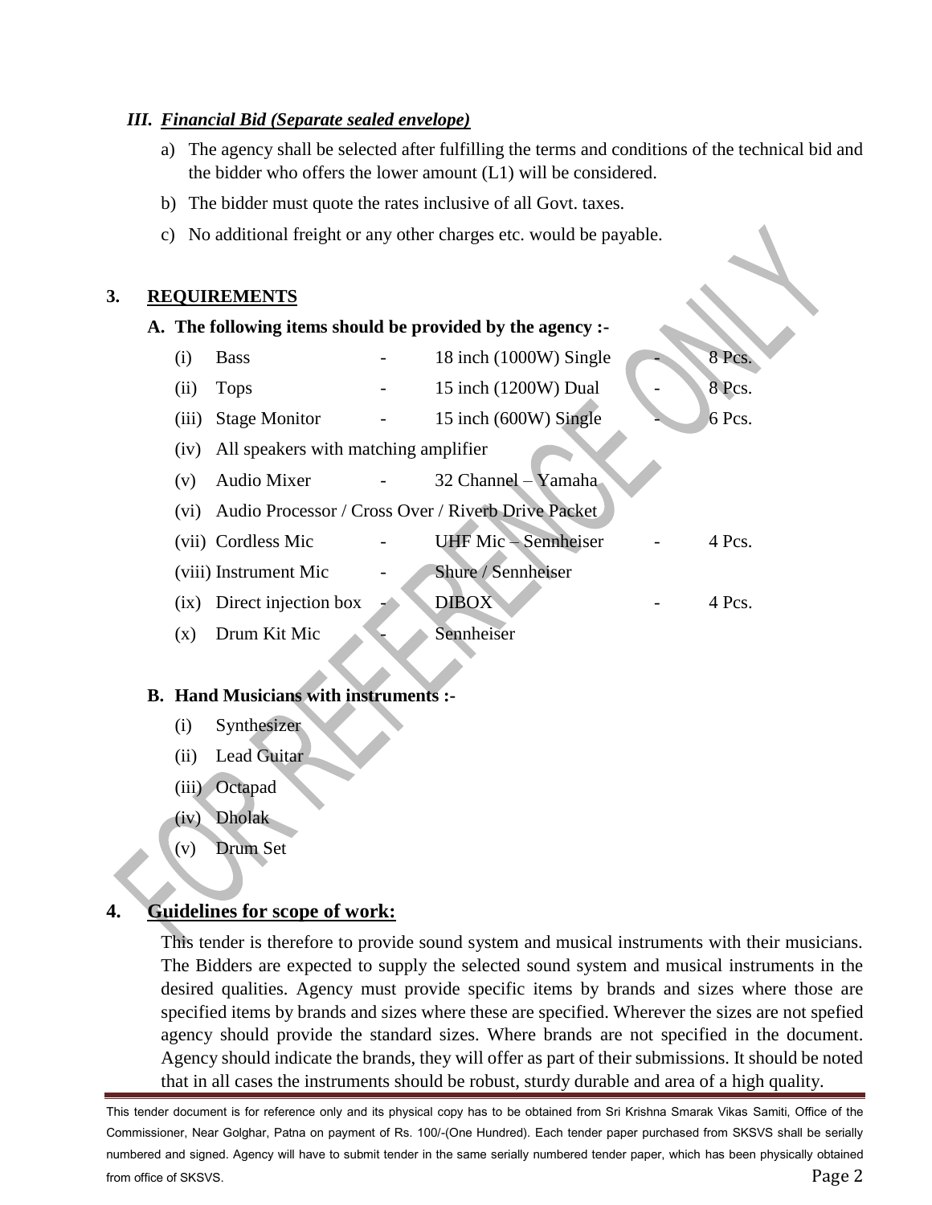***III. Financial Bid (Separate sealed envelope)***

a) The agency shall be selected after fulfilling the terms and conditions of the technical bid and the bidder who offers the lower amount (L1) will be considered.

b) The bidder must quote the rates inclusive of all Govt. taxes.

c) No additional freight or any other charges etc. would be payable.

## 3. REQUIREMENTS

**A. The following items should be provided by the agency :-**

| | | | | | |
|---|---|---|---|---|---|
| (i) | Bass | - | 18 inch (1000W) Single | - | 8 Pcs. |
| (ii) | Tops | - | 15 inch (1200W) Dual | - | 8 Pcs. |
| (iii) | Stage Monitor | - | 15 inch (600W) Single | - | 6 Pcs. |
| (iv) | All speakers with matching amplifier | | | | |
| (v) | Audio Mixer | - | 32 Channel – Yamaha | | |
| (vi) | Audio Processor / Cross Over / Riverb Drive Packet | | | | |
| (vii) | Cordless Mic | - | UHF Mic – Sennheiser | - | 4 Pcs. |
| (viii) | Instrument Mic | - | Shure / Sennheiser | | |
| (ix) | Direct injection box | - | DIBOX | - | 4 Pcs. |
| (x) | Drum Kit Mic | - | Sennheiser | | |

**B. Hand Musicians with instruments :-**

(i) Synthesizer

(ii) Lead Guitar

(iii) Octapad

(iv) Dholak

(v) Drum Set

## 4. Guidelines for scope of work:

This tender is therefore to provide sound system and musical instruments with their musicians. The Bidders are expected to supply the selected sound system and musical instruments in the desired qualities. Agency must provide specific items by brands and sizes where those are specified items by brands and sizes where these are specified. Wherever the sizes are not spefied agency should provide the standard sizes. Where brands are not specified in the document. Agency should indicate the brands, they will offer as part of their submissions. It should be noted that in all cases the instruments should be robust, sturdy durable and area of a high quality.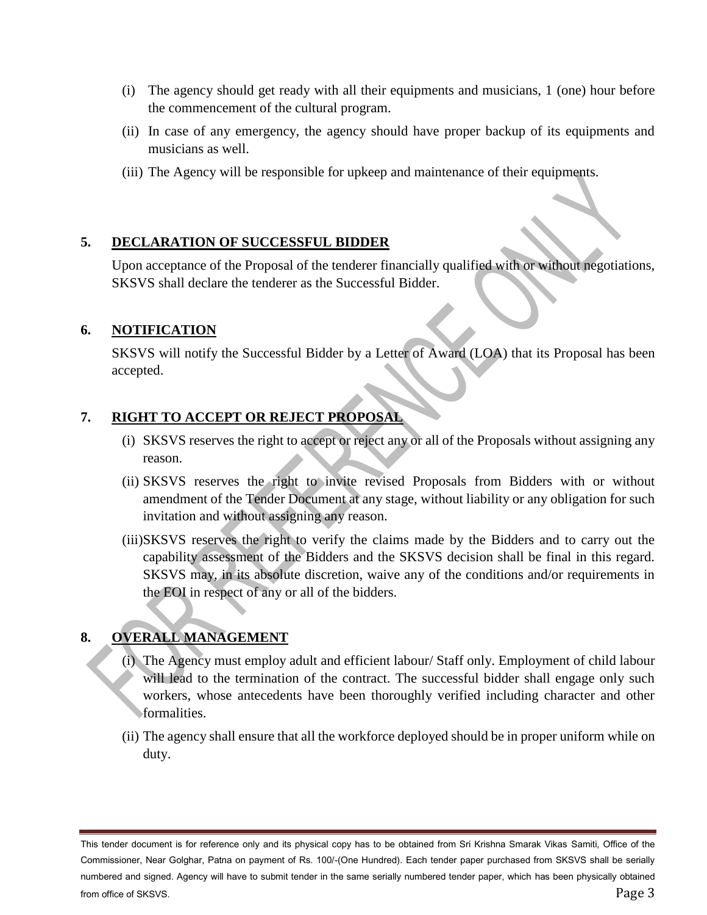(i) The agency should get ready with all their equipments and musicians, 1 (one) hour before the commencement of the cultural program.

(ii) In case of any emergency, the agency should have proper backup of its equipments and musicians as well.

(iii) The Agency will be responsible for upkeep and maintenance of their equipments.

## 5. DECLARATION OF SUCCESSFUL BIDDER

Upon acceptance of the Proposal of the tenderer financially qualified with or without negotiations, SKSVS shall declare the tenderer as the Successful Bidder.

## 6. NOTIFICATION

SKSVS will notify the Successful Bidder by a Letter of Award (LOA) that its Proposal has been accepted.

## 7. RIGHT TO ACCEPT OR REJECT PROPOSAL

(i) SKSVS reserves the right to accept or reject any or all of the Proposals without assigning any reason.

(ii) SKSVS reserves the right to invite revised Proposals from Bidders with or without amendment of the Tender Document at any stage, without liability or any obligation for such invitation and without assigning any reason.

(iii) SKSVS reserves the right to verify the claims made by the Bidders and to carry out the capability assessment of the Bidders and the SKSVS decision shall be final in this regard. SKSVS may, in its absolute discretion, waive any of the conditions and/or requirements in the EOI in respect of any or all of the bidders.

## 8. OVERALL MANAGEMENT

(i) The Agency must employ adult and efficient labour/ Staff only. Employment of child labour will lead to the termination of the contract. The successful bidder shall engage only such workers, whose antecedents have been thoroughly verified including character and other formalities.

(ii) The agency shall ensure that all the workforce deployed should be in proper uniform while on duty.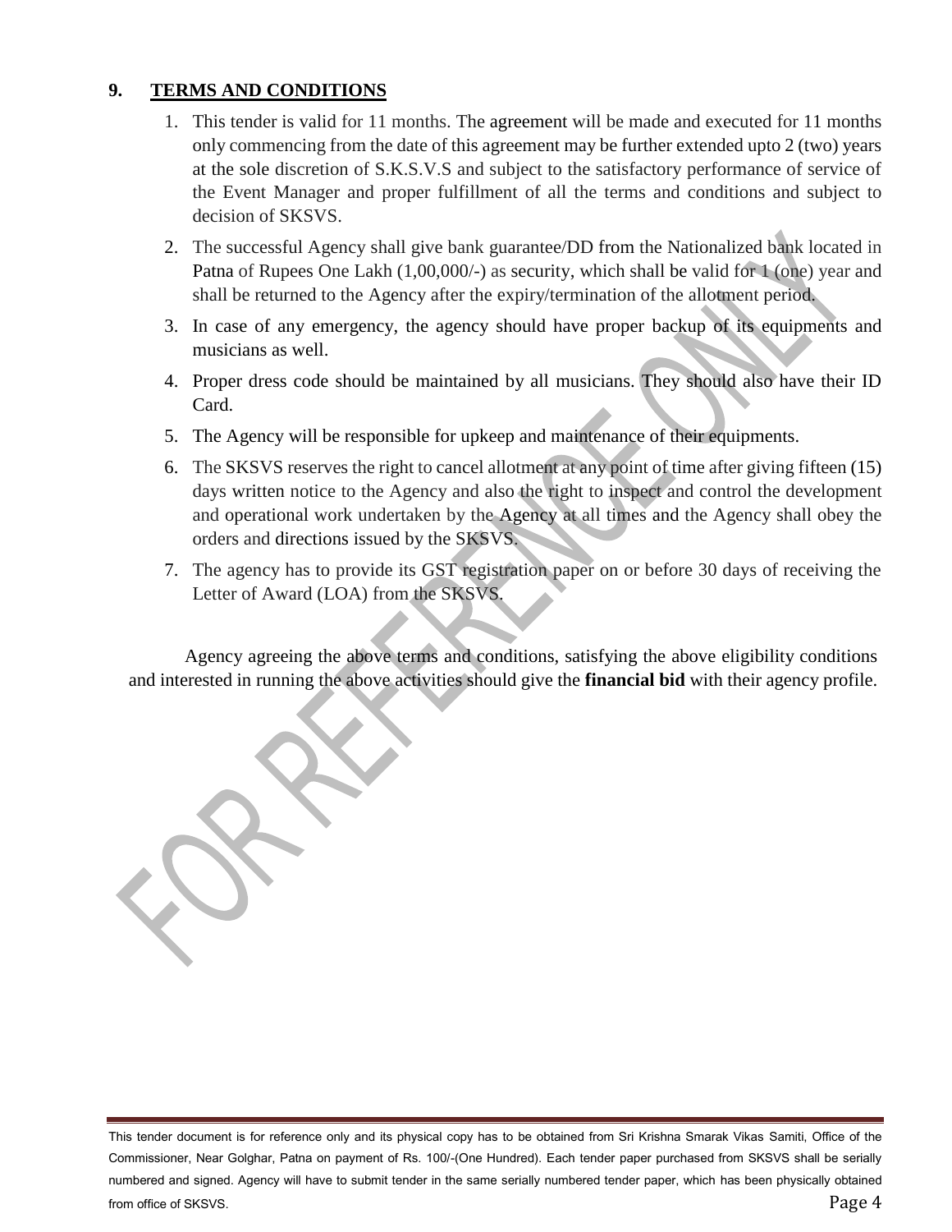## 9. TERMS AND CONDITIONS

1. This tender is valid for 11 months. The agreement will be made and executed for 11 months only commencing from the date of this agreement may be further extended upto 2 (two) years at the sole discretion of S.K.S.V.S and subject to the satisfactory performance of service of the Event Manager and proper fulfillment of all the terms and conditions and subject to decision of SKSVS.
2. The successful Agency shall give bank guarantee/DD from the Nationalized bank located in Patna of Rupees One Lakh (1,00,000/-) as security, which shall be valid for 1 (one) year and shall be returned to the Agency after the expiry/termination of the allotment period.
3. In case of any emergency, the agency should have proper backup of its equipments and musicians as well.
4. Proper dress code should be maintained by all musicians. They should also have their ID Card.
5. The Agency will be responsible for upkeep and maintenance of their equipments.
6. The SKSVS reserves the right to cancel allotment at any point of time after giving fifteen (15) days written notice to the Agency and also the right to inspect and control the development and operational work undertaken by the Agency at all times and the Agency shall obey the orders and directions issued by the SKSVS.
7. The agency has to provide its GST registration paper on or before 30 days of receiving the Letter of Award (LOA) from the SKSVS.

Agency agreeing the above terms and conditions, satisfying the above eligibility conditions and interested in running the above activities should give the **financial bid** with their agency profile.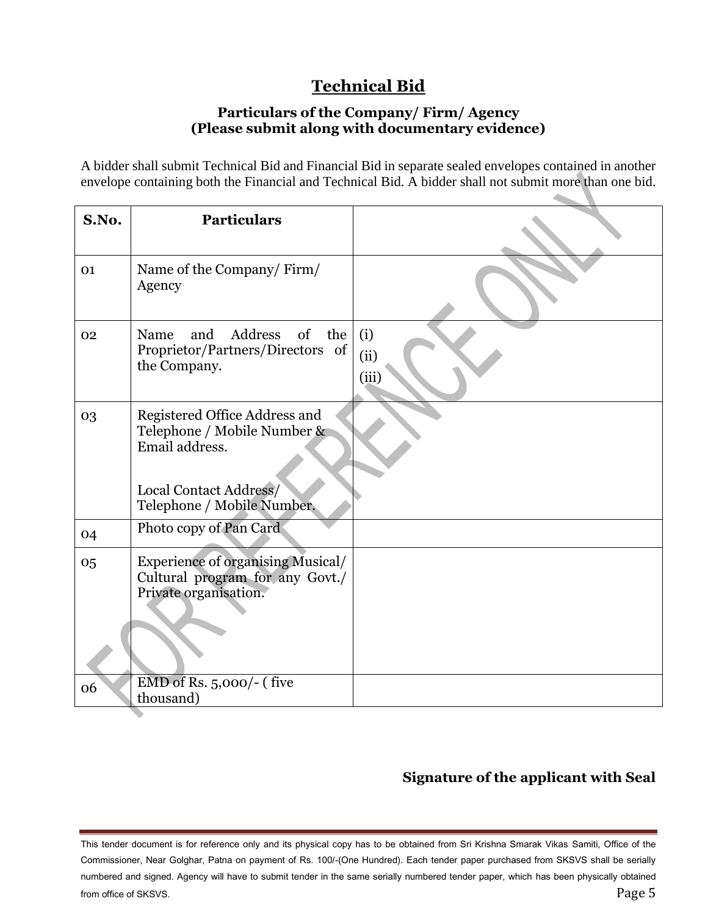# Technical Bid

### Particulars of the Company/ Firm/ Agency
### (Please submit along with documentary evidence)

A bidder shall submit Technical Bid and Financial Bid in separate sealed envelopes contained in another envelope containing both the Financial and Technical Bid. A bidder shall not submit more than one bid.

| S.No. | Particulars | |
|---|---|---|
| 01 | Name of the Company/ Firm/ Agency | |
| 02 | Name and Address of the Proprietor/Partners/Directors of the Company. | (i)<br>(ii)<br>(iii) |
| 03 | Registered Office Address and Telephone / Mobile Number & Email address.<br><br>Local Contact Address/ Telephone / Mobile Number. | |
| 04 | Photo copy of Pan Card | |
| 05 | Experience of organising Musical/ Cultural program for any Govt./ Private organisation. | |
| 06 | EMD of Rs. 5,000/- ( five thousand) | |

**Signature of the applicant with Seal**

This tender document is for reference only and its physical copy has to be obtained from Sri Krishna Smarak Vikas Samiti, Office of the Commissioner, Near Golghar, Patna on payment of Rs. 100/-(One Hundred). Each tender paper purchased from SKSVS shall be serially numbered and signed. Agency will have to submit tender in the same serially numbered tender paper, which has been physically obtained from office of SKSVS.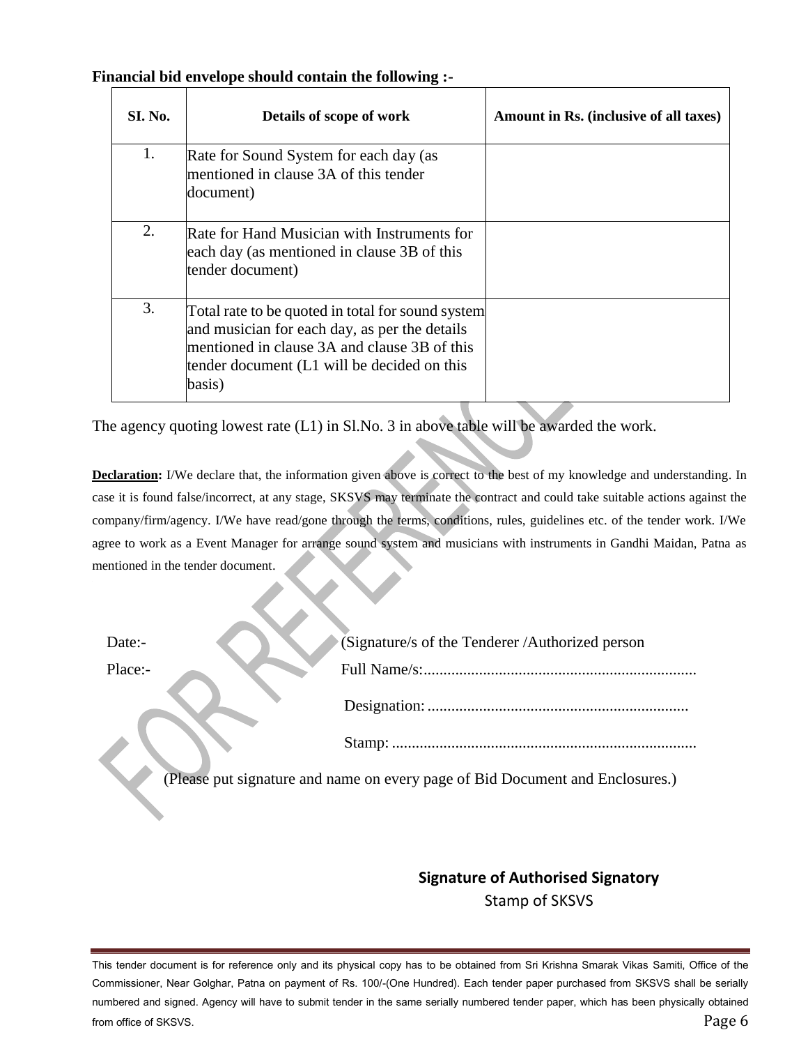**Financial bid envelope should contain the following :-**

| SI. No. | Details of scope of work | Amount in Rs. (inclusive of all taxes) |
| --- | --- | --- |
| 1. | Rate for Sound System for each day (as mentioned in clause 3A of this tender document) | |
| 2. | Rate for Hand Musician with Instruments for each day (as mentioned in clause 3B of this tender document) | |
| 3. | Total rate to be quoted in total for sound system and musician for each day, as per the details mentioned in clause 3A and clause 3B of this tender document (L1 will be decided on this basis) | |

The agency quoting lowest rate (L1) in Sl.No. 3 in above table will be awarded the work.

**Declaration:** I/We declare that, the information given above is correct to the best of my knowledge and understanding. In case it is found false/incorrect, at any stage, SKSVS may terminate the contract and could take suitable actions against the company/firm/agency. I/We have read/gone through the terms, conditions, rules, guidelines etc. of the tender work. I/We agree to work as a Event Manager for arrange sound system and musicians with instruments in Gandhi Maidan, Patna as mentioned in the tender document.

Date:- (Signature/s of the Tenderer /Authorized person

Place:- Full Name/s:....................................................................

Designation:.................................................................

Stamp:............................................................................

(Please put signature and name on every page of Bid Document and Enclosures.)

**Signature of Authorised Signatory**

Stamp of SKSVS

This tender document is for reference only and its physical copy has to be obtained from Sri Krishna Smarak Vikas Samiti, Office of the Commissioner, Near Golghar, Patna on payment of Rs. 100/-(One Hundred). Each tender paper purchased from SKSVS shall be serially numbered and signed. Agency will have to submit tender in the same serially numbered tender paper, which has been physically obtained from office of SKSVS.